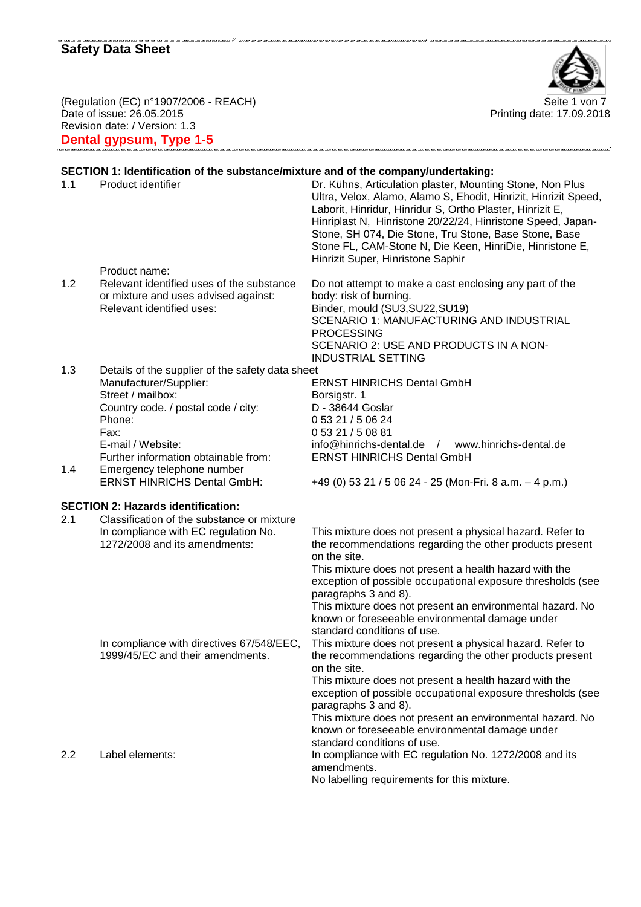# Safety Data Sheet

(Regulation (EC) n°1907/2006 - REACH)
Date of issue: 26.05.2015
Revision date: / Version: 1.3

Printing date: 17.09.2018

## Dental gypsum, Type 1-5

### SECTION 1: Identification of the substance/mixture and of the company/undertaking:

| | | |
|---|---|---|
| 1.1 | Product identifier<br><br>Product name: | Dr. Kühns, Articulation plaster, Mounting Stone, Non Plus Ultra, Velox, Alamo, Alamo S, Ehodit, Hinrizit, Hinrizit Speed, Laborit, Hinridur, Hinridur S, Ortho Plaster, Hinrizit E, Hinriplast N, Hinristone 20/22/24, Hinristone Speed, Japan-Stone, SH 074, Die Stone, Tru Stone, Base Stone, Base Stone FL, CAM-Stone N, Die Keen, HinriDie, Hinristone E, Hinrizit Super, Hinristone Saphir |
| 1.2 | Relevant identified uses of the substance or mixture and uses advised against:<br>Relevant identified uses: | Do not attempt to make a cast enclosing any part of the body: risk of burning.<br>Binder, mould (SU3,SU22,SU19)<br>SCENARIO 1: MANUFACTURING AND INDUSTRIAL PROCESSING<br>SCENARIO 2: USE AND PRODUCTS IN A NON-INDUSTRIAL SETTING |
| 1.3 | Details of the supplier of the safety data sheet | |
| | Manufacturer/Supplier: | ERNST HINRICHS Dental GmbH |
| | Street / mailbox: | Borsigstr. 1 |
| | Country code. / postal code / city: | D - 38644 Goslar |
| | Phone: | 0 53 21 / 5 06 24 |
| | Fax: | 0 53 21 / 5 08 81 |
| | E-mail / Website: | info@hinrichs-dental.de / www.hinrichs-dental.de |
| | Further information obtainable from: | ERNST HINRICHS Dental GmbH |
| 1.4 | Emergency telephone number<br>ERNST HINRICHS Dental GmbH: | +49 (0) 53 21 / 5 06 24 - 25 (Mon-Fri. 8 a.m. – 4 p.m.) |

### SECTION 2: Hazards identification:

| | | |
|---|---|---|
| 2.1 | Classification of the substance or mixture<br>In compliance with EC regulation No. 1272/2008 and its amendments: | This mixture does not present a physical hazard. Refer to the recommendations regarding the other products present on the site.<br>This mixture does not present a health hazard with the exception of possible occupational exposure thresholds (see paragraphs 3 and 8).<br>This mixture does not present an environmental hazard. No known or foreseeable environmental damage under standard conditions of use. |
| | In compliance with directives 67/548/EEC, 1999/45/EC and their amendments. | This mixture does not present a physical hazard. Refer to the recommendations regarding the other products present on the site.<br>This mixture does not present a health hazard with the exception of possible occupational exposure thresholds (see paragraphs 3 and 8).<br>This mixture does not present an environmental hazard. No known or foreseeable environmental damage under standard conditions of use. |
| 2.2 | Label elements: | In compliance with EC regulation No. 1272/2008 and its amendments.<br>No labelling requirements for this mixture. |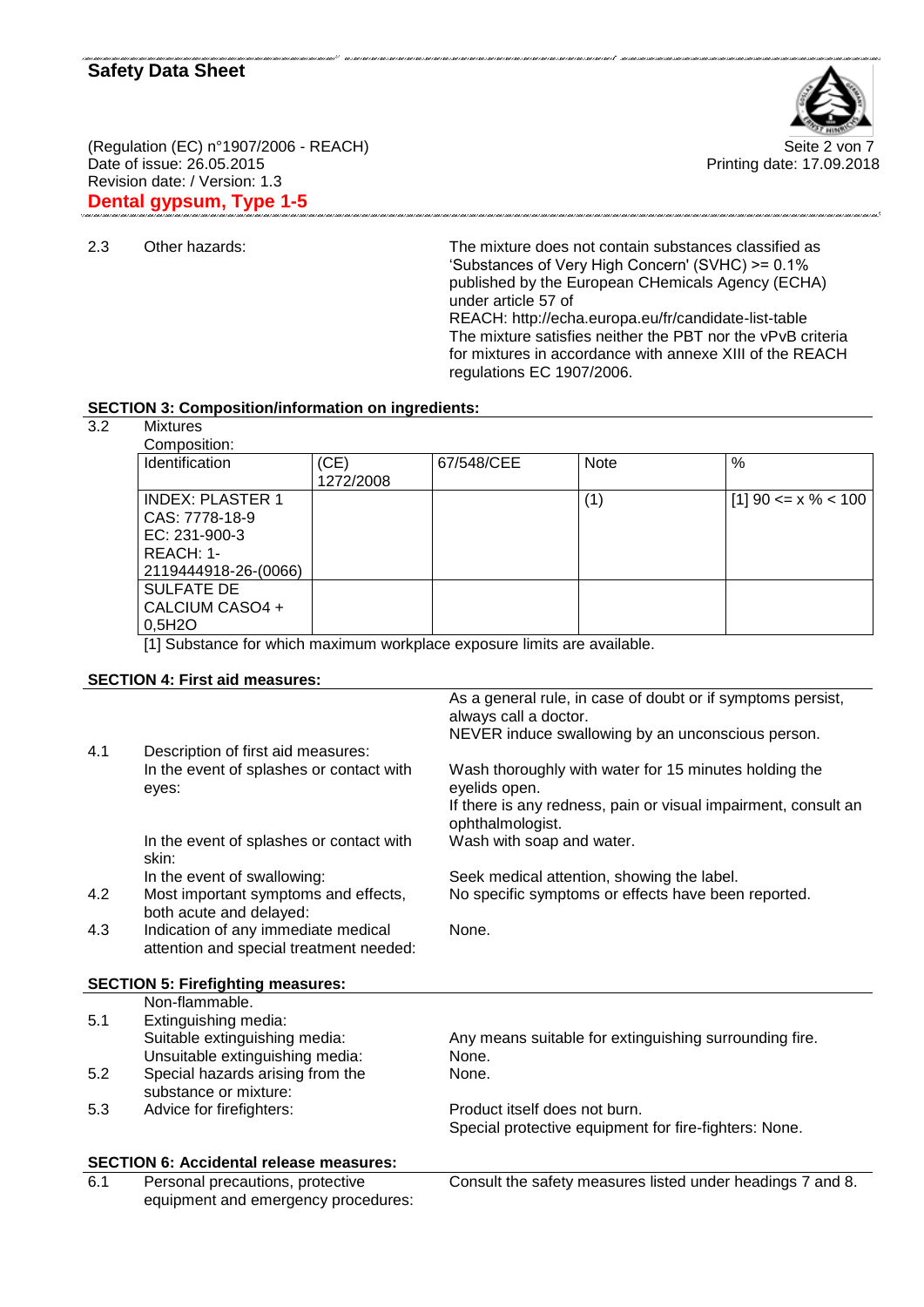2.3 Other hazards: The mixture does not contain substances classified as 'Substances of Very High Concern' (SVHC) >= 0.1% published by the European CHemicals Agency (ECHA) under article 57 of REACH: http://echa.europa.eu/fr/candidate-list-table
The mixture satisfies neither the PBT nor the vPvB criteria for mixtures in accordance with annexe XIII of the REACH regulations EC 1907/2006.

## SECTION 3: Composition/information on ingredients:

3.2 Mixtures

Composition:

| Identification | (CE) 1272/2008 | 67/548/CEE | Note | % |
|---|---|---|---|---|
| INDEX: PLASTER 1<br>CAS: 7778-18-9<br>EC: 231-900-3<br>REACH: 1-2119444918-26-(0066) | | | (1) | [1] 90 <= x % < 100 |
| SULFATE DE CALCIUM CASO4 + 0,5H2O | | | | |

[1] Substance for which maximum workplace exposure limits are available.

## SECTION 4: First aid measures:

As a general rule, in case of doubt or if symptoms persist, always call a doctor.
NEVER induce swallowing by an unconscious person.

4.1 Description of first aid measures:

In the event of splashes or contact with eyes: Wash thoroughly with water for 15 minutes holding the eyelids open.
If there is any redness, pain or visual impairment, consult an ophthalmologist.

In the event of splashes or contact with skin: Wash with soap and water.

In the event of swallowing: Seek medical attention, showing the label.

4.2 Most important symptoms and effects, both acute and delayed: No specific symptoms or effects have been reported.

4.3 Indication of any immediate medical attention and special treatment needed: None.

## SECTION 5: Firefighting measures:

Non-flammable.

5.1 Extinguishing media:

Suitable extinguishing media: Any means suitable for extinguishing surrounding fire.

Unsuitable extinguishing media: None.

5.2 Special hazards arising from the substance or mixture: None.

5.3 Advice for firefighters: Product itself does not burn.
Special protective equipment for fire-fighters: None.

## SECTION 6: Accidental release measures:

6.1 Personal precautions, protective equipment and emergency procedures: Consult the safety measures listed under headings 7 and 8.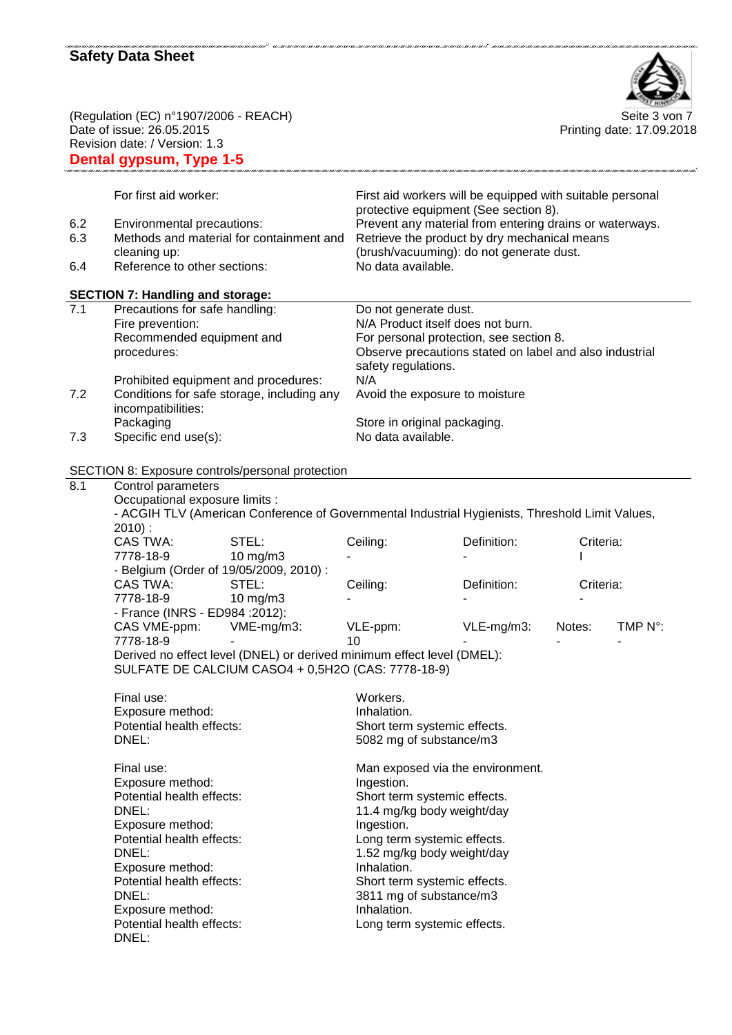| | | |
|---|---|---|
| | For first aid worker: | First aid workers will be equipped with suitable personal protective equipment (See section 8). |
| 6.2 | Environmental precautions: | Prevent any material from entering drains or waterways. |
| 6.3 | Methods and material for containment and cleaning up: | Retrieve the product by dry mechanical means (brush/vacuuming): do not generate dust. |
| 6.4 | Reference to other sections: | No data available. |

**SECTION 7: Handling and storage:**

| | | |
|---|---|---|
| 7.1 | Precautions for safe handling: | Do not generate dust. |
| | Fire prevention: | N/A Product itself does not burn. |
| | Recommended equipment and procedures: | For personal protection, see section 8. Observe precautions stated on label and also industrial safety regulations. |
| | Prohibited equipment and procedures: | N/A |
| 7.2 | Conditions for safe storage, including any incompatibilities: | Avoid the exposure to moisture |
| | Packaging | Store in original packaging. |
| 7.3 | Specific end use(s): | No data available. |

SECTION 8: Exposure controls/personal protection

8.1 Control parameters

Occupational exposure limits :

- ACGIH TLV (American Conference of Governmental Industrial Hygienists, Threshold Limit Values, 2010) :

| CAS TWA: | STEL: | Ceiling: | Definition: | Criteria: |
|---|---|---|---|---|
| 7778-18-9 | 10 mg/m3 | - | - | I |

- Belgium (Order of 19/05/2009, 2010) :

| CAS TWA: | STEL: | Ceiling: | Definition: | Criteria: |
|---|---|---|---|---|
| 7778-18-9 | 10 mg/m3 | - | - | - |

- France (INRS - ED984 :2012):

| CAS VME-ppm: | VME-mg/m3: | VLE-ppm: | VLE-mg/m3: | Notes: | TMP N°: |
|---|---|---|---|---|---|
| 7778-18-9 | - | 10 | - | - | - |

Derived no effect level (DNEL) or derived minimum effect level (DMEL):
SULFATE DE CALCIUM CASO4 + 0,5H2O (CAS: 7778-18-9)

| | |
|---|---|
| Final use: | Workers. |
| Exposure method: | Inhalation. |
| Potential health effects: | Short term systemic effects. |
| DNEL: | 5082 mg of substance/m3 |

| | |
|---|---|
| Final use: | Man exposed via the environment. |
| Exposure method: | Ingestion. |
| Potential health effects: | Short term systemic effects. |
| DNEL: | 11.4 mg/kg body weight/day |
| Exposure method: | Ingestion. |
| Potential health effects: | Long term systemic effects. |
| DNEL: | 1.52 mg/kg body weight/day |
| Exposure method: | Inhalation. |
| Potential health effects: | Short term systemic effects. |
| DNEL: | 3811 mg of substance/m3 |
| Exposure method: | Inhalation. |
| Potential health effects: | Long term systemic effects. |
| DNEL: | |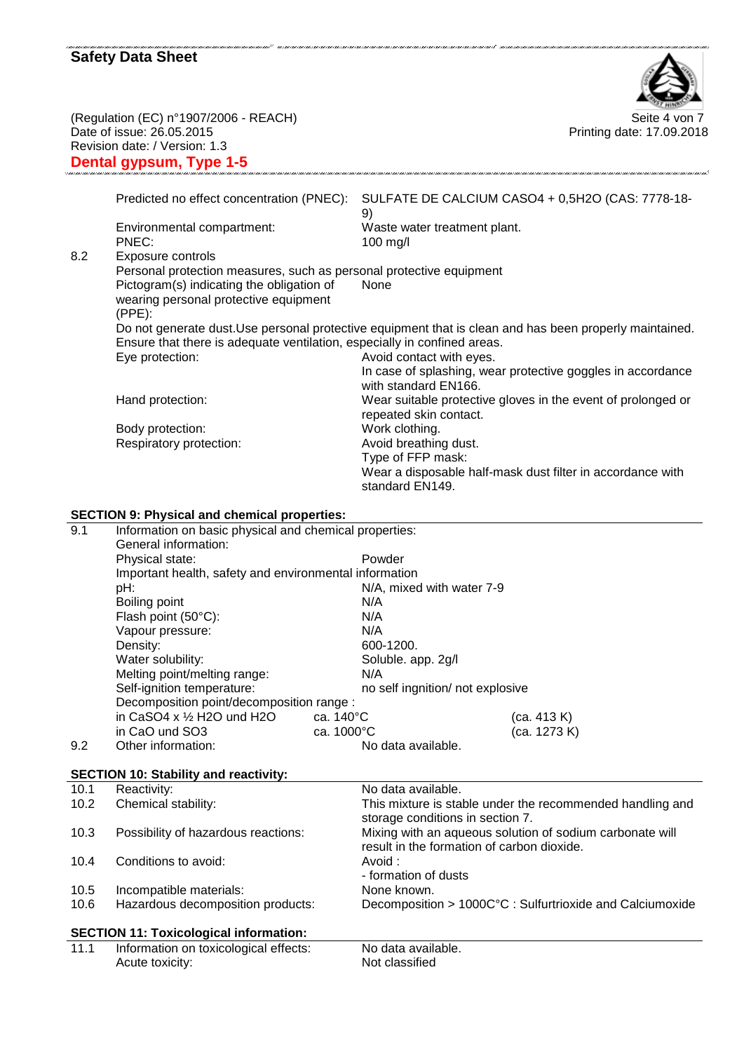| | | |
|---|---|---|
| | Predicted no effect concentration (PNEC): | SULFATE DE CALCIUM CASO4 + 0,5H2O (CAS: 7778-18-9) |
| | Environmental compartment: | Waste water treatment plant. |
| | PNEC: | 100 mg/l |
| 8.2 | Exposure controls | |
| | Personal protection measures, such as personal protective equipment | |
| | Pictogram(s) indicating the obligation of wearing personal protective equipment (PPE): | None |

Do not generate dust.Use personal protective equipment that is clean and has been properly maintained. Ensure that there is adequate ventilation, especially in confined areas.

| | |
|---|---|
| Eye protection: | Avoid contact with eyes. In case of splashing, wear protective goggles in accordance with standard EN166. |
| Hand protection: | Wear suitable protective gloves in the event of prolonged or repeated skin contact. |
| Body protection: | Work clothing. |
| Respiratory protection: | Avoid breathing dust. Type of FFP mask: Wear a disposable half-mask dust filter in accordance with standard EN149. |

## SECTION 9: Physical and chemical properties:

| | | | |
|---|---|---|---|
| 9.1 | Information on basic physical and chemical properties: | | |
| | General information: | | |
| | Physical state: | Powder | |
| | Important health, safety and environmental information | | |
| | pH: | N/A, mixed with water 7-9 | |
| | Boiling point | N/A | |
| | Flash point (50°C): | N/A | |
| | Vapour pressure: | N/A | |
| | Density: | 600-1200. | |
| | Water solubility: | Soluble. app. 2g/l | |
| | Melting point/melting range: | N/A | |
| | Self-ignition temperature: | no self ingnition/ not explosive | |
| | Decomposition point/decomposition range : | | |
| | in $CaSO_4$ x ½ $H_2O$ und $H_2O$ | ca. 140°C | (ca. 413 K) |
| | in CaO und $SO_3$ | ca. 1000°C | (ca. 1273 K) |
| 9.2 | Other information: | No data available. | |

## SECTION 10: Stability and reactivity:

| | | |
|---|---|---|
| 10.1 | Reactivity: | No data available. |
| 10.2 | Chemical stability: | This mixture is stable under the recommended handling and storage conditions in section 7. |
| 10.3 | Possibility of hazardous reactions: | Mixing with an aqueous solution of sodium carbonate will result in the formation of carbon dioxide. |
| 10.4 | Conditions to avoid: | Avoid : - formation of dusts |
| 10.5 | Incompatible materials: | None known. |
| 10.6 | Hazardous decomposition products: | Decomposition > 1000C°C : Sulfurtrioxide and Calciumoxide |

## SECTION 11: Toxicological information:

| | | |
|---|---|---|
| 11.1 | Information on toxicological effects: | No data available. |
| | Acute toxicity: | Not classified |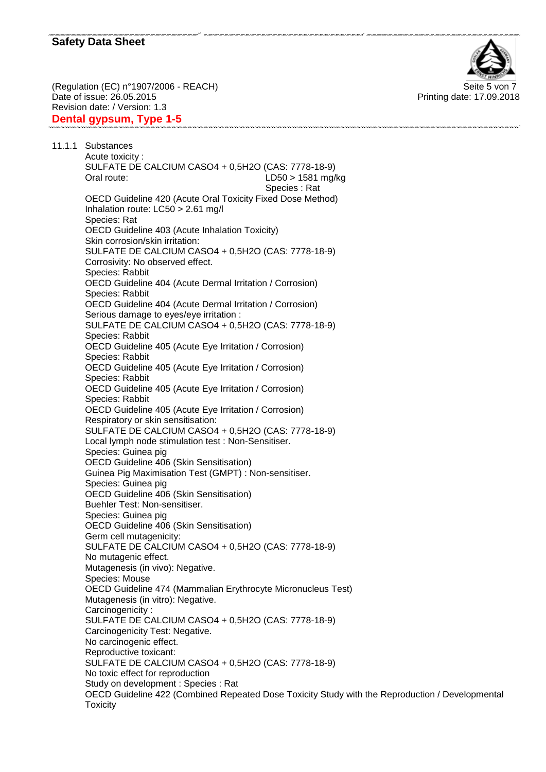11.1.1 Substances

Acute toxicity :

SULFATE DE CALCIUM CASO4 + 0,5H2O (CAS: 7778-18-9)

Oral route: LD50 > 1581 mg/kg

Species : Rat

OECD Guideline 420 (Acute Oral Toxicity Fixed Dose Method)

Inhalation route: LC50 > 2.61 mg/l

Species: Rat

OECD Guideline 403 (Acute Inhalation Toxicity)

Skin corrosion/skin irritation:

SULFATE DE CALCIUM CASO4 + 0,5H2O (CAS: 7778-18-9)

Corrosivity: No observed effect.

Species: Rabbit

OECD Guideline 404 (Acute Dermal Irritation / Corrosion)

Species: Rabbit

OECD Guideline 404 (Acute Dermal Irritation / Corrosion)

Serious damage to eyes/eye irritation :

SULFATE DE CALCIUM CASO4 + 0,5H2O (CAS: 7778-18-9)

Species: Rabbit

OECD Guideline 405 (Acute Eye Irritation / Corrosion)

Species: Rabbit

OECD Guideline 405 (Acute Eye Irritation / Corrosion)

Species: Rabbit

OECD Guideline 405 (Acute Eye Irritation / Corrosion)

Species: Rabbit

OECD Guideline 405 (Acute Eye Irritation / Corrosion)

Respiratory or skin sensitisation:

SULFATE DE CALCIUM CASO4 + 0,5H2O (CAS: 7778-18-9)

Local lymph node stimulation test : Non-Sensitiser.

Species: Guinea pig

OECD Guideline 406 (Skin Sensitisation)

Guinea Pig Maximisation Test (GMPT) : Non-sensitiser.

Species: Guinea pig

OECD Guideline 406 (Skin Sensitisation)

Buehler Test: Non-sensitiser.

Species: Guinea pig

OECD Guideline 406 (Skin Sensitisation)

Germ cell mutagenicity:

SULFATE DE CALCIUM CASO4 + 0,5H2O (CAS: 7778-18-9)

No mutagenic effect.

Mutagenesis (in vivo): Negative.

Species: Mouse

OECD Guideline 474 (Mammalian Erythrocyte Micronucleus Test)

Mutagenesis (in vitro): Negative.

Carcinogenicity :

SULFATE DE CALCIUM CASO4 + 0,5H2O (CAS: 7778-18-9)

Carcinogenicity Test: Negative.

No carcinogenic effect.

Reproductive toxicant:

SULFATE DE CALCIUM CASO4 + 0,5H2O (CAS: 7778-18-9)

No toxic effect for reproduction

Study on development : Species : Rat

OECD Guideline 422 (Combined Repeated Dose Toxicity Study with the Reproduction / Developmental Toxicity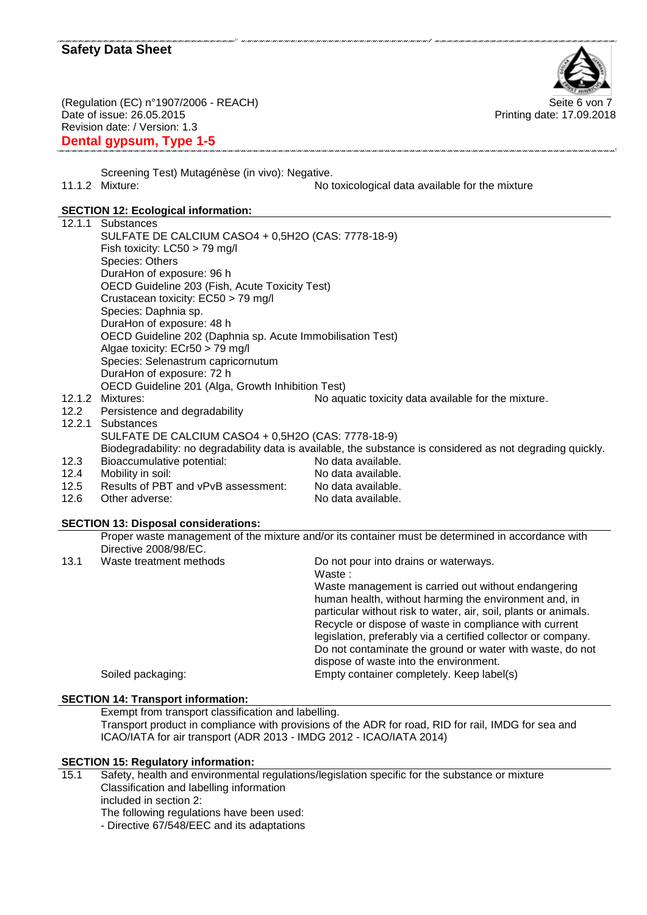Screening Test) Mutagénèse (in vivo): Negative.

11.1.2 Mixture: No toxicological data available for the mixture

## SECTION 12: Ecological information:

12.1.1 Substances

SULFATE DE CALCIUM CASO4 + 0,5H2O (CAS: 7778-18-9)
Fish toxicity: LC50 > 79 mg/l
Species: Others
DuraHon of exposure: 96 h
OECD Guideline 203 (Fish, Acute Toxicity Test)
Crustacean toxicity: EC50 > 79 mg/l
Species: Daphnia sp.
DuraHon of exposure: 48 h
OECD Guideline 202 (Daphnia sp. Acute Immobilisation Test)
Algae toxicity: ECr50 > 79 mg/l
Species: Selenastrum capricornutum
DuraHon of exposure: 72 h
OECD Guideline 201 (Alga, Growth Inhibition Test)

12.1.2 Mixtures: No aquatic toxicity data available for the mixture.

12.2 Persistence and degradability

12.2.1 Substances

SULFATE DE CALCIUM CASO4 + 0,5H2O (CAS: 7778-18-9)
Biodegradability: no degradability data is available, the substance is considered as not degrading quickly.

12.3 Bioaccumulative potential: No data available.

12.4 Mobility in soil: No data available.

12.5 Results of PBT and vPvB assessment: No data available.

12.6 Other adverse: No data available.

## SECTION 13: Disposal considerations:

Proper waste management of the mixture and/or its container must be determined in accordance with Directive 2008/98/EC.

13.1 Waste treatment methods

Do not pour into drains or waterways.
Waste :
Waste management is carried out without endangering human health, without harming the environment and, in particular without risk to water, air, soil, plants or animals. Recycle or dispose of waste in compliance with current legislation, preferably via a certified collector or company. Do not contaminate the ground or water with waste, do not dispose of waste into the environment.

Soiled packaging: Empty container completely. Keep label(s)

## SECTION 14: Transport information:

Exempt from transport classification and labelling.
Transport product in compliance with provisions of the ADR for road, RID for rail, IMDG for sea and ICAO/IATA for air transport (ADR 2013 - IMDG 2012 - ICAO/IATA 2014)

## SECTION 15: Regulatory information:

15.1 Safety, health and environmental regulations/legislation specific for the substance or mixture

Classification and labelling information
included in section 2:
The following regulations have been used:
- Directive 67/548/EEC and its adaptations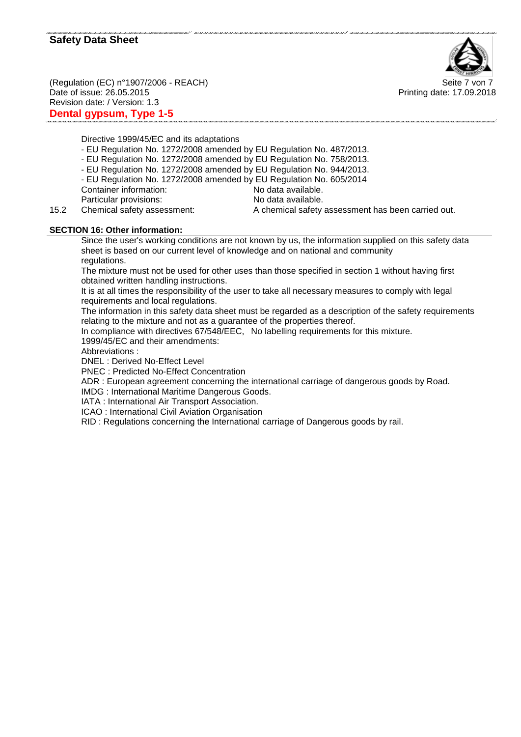Directive 1999/45/EC and its adaptations

- EU Regulation No. 1272/2008 amended by EU Regulation No. 487/2013.
- EU Regulation No. 1272/2008 amended by EU Regulation No. 758/2013.
- EU Regulation No. 1272/2008 amended by EU Regulation No. 944/2013.
- EU Regulation No. 1272/2008 amended by EU Regulation No. 605/2014

Container information: No data available.

Particular provisions: No data available.

15.2 Chemical safety assessment: A chemical safety assessment has been carried out.

## SECTION 16: Other information:

Since the user's working conditions are not known by us, the information supplied on this safety data sheet is based on our current level of knowledge and on national and community regulations.

The mixture must not be used for other uses than those specified in section 1 without having first obtained written handling instructions.

It is at all times the responsibility of the user to take all necessary measures to comply with legal requirements and local regulations.

The information in this safety data sheet must be regarded as a description of the safety requirements relating to the mixture and not as a guarantee of the properties thereof.

In compliance with directives 67/548/EEC, 1999/45/EC and their amendments: No labelling requirements for this mixture.

Abbreviations :

DNEL : Derived No-Effect Level

PNEC : Predicted No-Effect Concentration

ADR : European agreement concerning the international carriage of dangerous goods by Road.

IMDG : International Maritime Dangerous Goods.

IATA : International Air Transport Association.

ICAO : International Civil Aviation Organisation

RID : Regulations concerning the International carriage of Dangerous goods by rail.